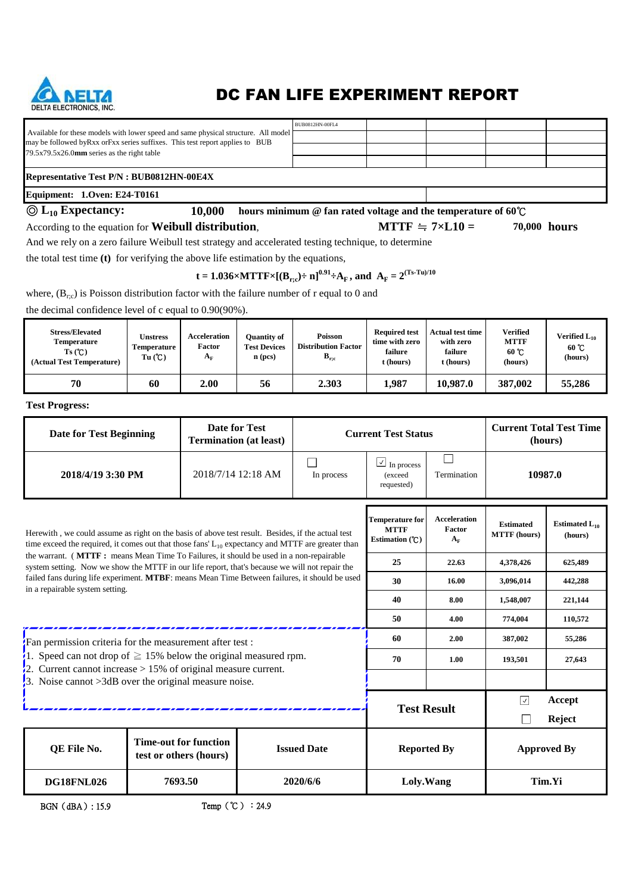# DC FAN LIFE EXPERIMENT REPORT

DELTA ELECTRONICS, INC.

| Available for these models with lower speed and same physical structure. All model may be followed byRxx orFxx series suffixes. This test report applies to BUB 79.5x79.5x26.0**mm** series as the right table | BUB0812HN-00FL4 | | | |
|---|---|---|---|---|
| | | | | |
| | | | | |

**Representative Test P/N : BUB0812HN-00E4X**

**Equipment: 1.Oven: E24-T0161**

◎ **$L_{10}$ Expectancy:** **10,000** **hours minimum @ fan rated voltage and the temperature of 60℃**

According to the equation for **Weibull distribution**, **MTTF ≒ 7×L10 = 70,000 hours**

And we rely on a zero failure Weibull test strategy and accelerated testing technique, to determine the total test time **(t)** for verifying the above life estimation by the equations,

$$t = 1.036 \times MTTF \times [(B_{r;c}) \div n]^{0.91} \div A_F \text{, and } A_F = 2^{(Ts-Tu)/10}$$

where, $(B_{r;c})$ is Poisson distribution factor with the failure number of r equal to 0 and the decimal confidence level of c equal to 0.90(90%).

| Stress/Elevated Temperature Ts (℃) (Actual Test Temperature) | Unstress Temperature Tu (℃) | Acceleration Factor $A_F$ | Quantity of Test Devices n (pcs) | Poisson Distribution Factor $B_{r;c}$ | Required test time with zero failure t (hours) | Actual test time with zero failure t (hours) | Verified MTTF 60 ℃ (hours) | Verified $L_{10}$ 60 ℃ (hours) |
|---|---|---|---|---|---|---|---|---|
| 70 | 60 | 2.00 | 56 | 2.303 | 1,987 | 10,987.0 | 387,002 | 55,286 |

**Test Progress:**

| Date for Test Beginning | Date for Test Termination (at least) | Current Test Status | | | Current Total Test Time (hours) |
|---|---|---|---|---|---|
| 2018/4/19 3:30 PM | 2018/7/14 12:18 AM | ☐ In process | ☑ In process (exceed requested) | ☐ Termination | 10987.0 |

Herewith , we could assume as right on the basis of above test result. Besides, if the actual test time exceed the required, it comes out that those fans' $L_{10}$ expectancy and MTTF are greater than the warrant. ( **MTTF :** means Mean Time To Failures, it should be used in a non-repairable system setting. Now we show the MTTF in our life report, that's because we will not repair the failed fans during life experiment. **MTBF**: means Mean Time Between failures, it should be used in a repairable system setting.

| Temperature for MTTF Estimation (℃) | Acceleration Factor $A_F$ | Estimated MTTF (hours) | Estimated $L_{10}$ (hours) |
|---|---|---|---|
| 25 | 22.63 | 4,378,426 | 625,489 |
| 30 | 16.00 | 3,096,014 | 442,288 |
| 40 | 8.00 | 1,548,007 | 221,144 |
| 50 | 4.00 | 774,004 | 110,572 |
| 60 | 2.00 | 387,002 | 55,286 |
| 70 | 1.00 | 193,501 | 27,643 |

Fan permission criteria for the measurement after test :

1. Speed can not drop of ≧ 15% below the original measured rpm.
2. Current cannot increase > 15% of original measure current.
3. Noise cannot >3dB over the original measure noise.

**Test Result:** ☑ Accept ☐ Reject

| QE File No. | Time-out for function test or others (hours) | Issued Date | Reported By | Approved By |
|---|---|---|---|---|
| DG18FNL026 | 7693.50 | 2020/6/6 | Loly.Wang | Tim.Yi |

BGN（dBA）: 15.9 Temp（℃）：24.9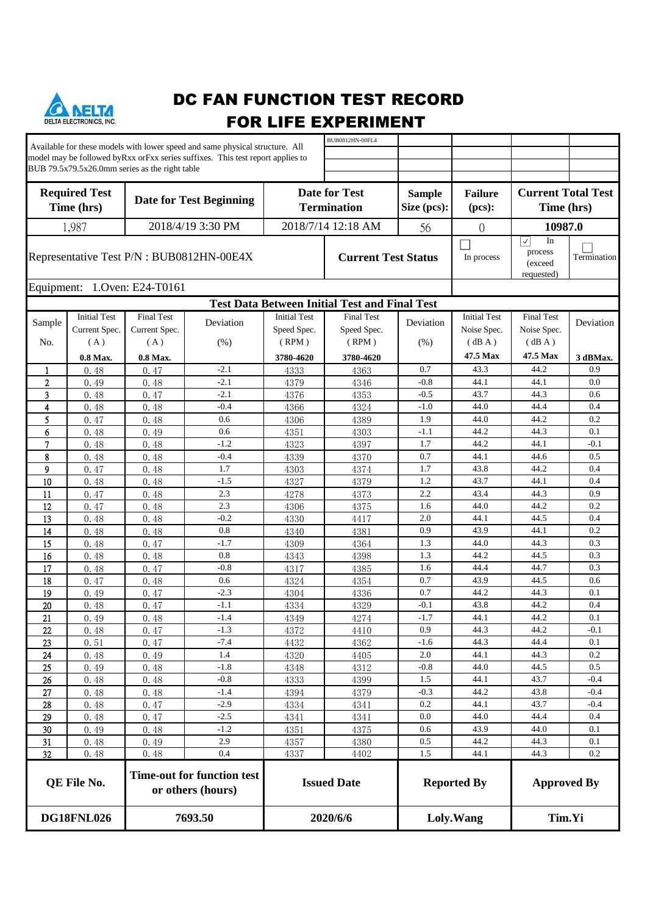DELTA ELECTRONICS, INC.

# DC FAN FUNCTION TEST RECORD FOR LIFE EXPERIMENT

Available for these models with lower speed and same physical structure. All model may be followed byRxx orFxx series suffixes. This test report applies to BUB 79.5x79.5x26.0mm series as the right table

| BUB0812HN-00FL4 | | | | |
|---|---|---|---|---|

| Required Test Time (hrs) | Date for Test Beginning | Date for Test Termination | Sample Size (pcs): | Failure (pcs): | Current Total Test Time (hrs) |
|---|---|---|---|---|---|
| 1,987 | 2018/4/19 3:30 PM | 2018/7/14 12:18 AM | 56 | 0 | 10987.0 |

Representative Test P/N : BUB0812HN-00E4X

**Current Test Status**: ☐ In process | ☑ In process (exceed requested) | ☐ Termination

Equipment: 1.Oven: E24-T0161

**Test Data Between Initial Test and Final Test**

| Sample No. | Initial Test Current Spec. (A) | Final Test Current Spec. (A) | Deviation (%) | Initial Test Speed Spec. (RPM) | Final Test Speed Spec. (RPM) | Deviation (%) | Initial Test Noise Spec. (dB A) | Final Test Noise Spec. (dB A) | Deviation |
|---|---|---|---|---|---|---|---|---|---|
| | 0.8 Max. | 0.8 Max. | | 3780-4620 | 3780-4620 | | 47.5 Max | 47.5 Max | 3 dBMax. |
| 1 | 0.48 | 0.47 | -2.1 | 4333 | 4363 | 0.7 | 43.3 | 44.2 | 0.9 |
| 2 | 0.49 | 0.48 | -2.1 | 4379 | 4346 | -0.8 | 44.1 | 44.1 | 0.0 |
| 3 | 0.48 | 0.47 | -2.1 | 4376 | 4353 | -0.5 | 43.7 | 44.3 | 0.6 |
| 4 | 0.48 | 0.48 | -0.4 | 4366 | 4324 | -1.0 | 44.0 | 44.4 | 0.4 |
| 5 | 0.47 | 0.48 | 0.6 | 4306 | 4389 | 1.9 | 44.0 | 44.2 | 0.2 |
| 6 | 0.48 | 0.49 | 0.6 | 4351 | 4303 | -1.1 | 44.2 | 44.3 | 0.1 |
| 7 | 0.48 | 0.48 | -1.2 | 4323 | 4397 | 1.7 | 44.2 | 44.1 | -0.1 |
| 8 | 0.48 | 0.48 | -0.4 | 4339 | 4370 | 0.7 | 44.1 | 44.6 | 0.5 |
| 9 | 0.47 | 0.48 | 1.7 | 4303 | 4374 | 1.7 | 43.8 | 44.2 | 0.4 |
| 10 | 0.48 | 0.48 | -1.5 | 4327 | 4379 | 1.2 | 43.7 | 44.1 | 0.4 |
| 11 | 0.47 | 0.48 | 2.3 | 4278 | 4373 | 2.2 | 43.4 | 44.3 | 0.9 |
| 12 | 0.47 | 0.48 | 2.3 | 4306 | 4375 | 1.6 | 44.0 | 44.2 | 0.2 |
| 13 | 0.48 | 0.48 | -0.2 | 4330 | 4417 | 2.0 | 44.1 | 44.5 | 0.4 |
| 14 | 0.48 | 0.48 | 0.8 | 4340 | 4381 | 0.9 | 43.9 | 44.1 | 0.2 |
| 15 | 0.48 | 0.47 | -1.7 | 4309 | 4364 | 1.3 | 44.0 | 44.3 | 0.3 |
| 16 | 0.48 | 0.48 | 0.8 | 4343 | 4398 | 1.3 | 44.2 | 44.5 | 0.3 |
| 17 | 0.48 | 0.47 | -0.8 | 4317 | 4385 | 1.6 | 44.4 | 44.7 | 0.3 |
| 18 | 0.47 | 0.48 | 0.6 | 4324 | 4354 | 0.7 | 43.9 | 44.5 | 0.6 |
| 19 | 0.49 | 0.47 | -2.3 | 4304 | 4336 | 0.7 | 44.2 | 44.3 | 0.1 |
| 20 | 0.48 | 0.47 | -1.1 | 4334 | 4329 | -0.1 | 43.8 | 44.2 | 0.4 |
| 21 | 0.49 | 0.48 | -1.4 | 4349 | 4274 | -1.7 | 44.1 | 44.2 | 0.1 |
| 22 | 0.48 | 0.47 | -1.3 | 4372 | 4410 | 0.9 | 44.3 | 44.2 | -0.1 |
| 23 | 0.51 | 0.47 | -7.4 | 4432 | 4362 | -1.6 | 44.3 | 44.4 | 0.1 |
| 24 | 0.48 | 0.49 | 1.4 | 4320 | 4405 | 2.0 | 44.1 | 44.3 | 0.2 |
| 25 | 0.49 | 0.48 | -1.8 | 4348 | 4312 | -0.8 | 44.0 | 44.5 | 0.5 |
| 26 | 0.48 | 0.48 | -0.8 | 4333 | 4399 | 1.5 | 44.1 | 43.7 | -0.4 |
| 27 | 0.48 | 0.48 | -1.4 | 4394 | 4379 | -0.3 | 44.2 | 43.8 | -0.4 |
| 28 | 0.48 | 0.47 | -2.9 | 4334 | 4341 | 0.2 | 44.1 | 43.7 | -0.4 |
| 29 | 0.48 | 0.47 | -2.5 | 4341 | 4341 | 0.0 | 44.0 | 44.4 | 0.4 |
| 30 | 0.49 | 0.48 | -1.2 | 4351 | 4375 | 0.6 | 43.9 | 44.0 | 0.1 |
| 31 | 0.48 | 0.49 | 2.9 | 4357 | 4380 | 0.5 | 44.2 | 44.3 | 0.1 |
| 32 | 0.48 | 0.48 | 0.4 | 4337 | 4402 | 1.5 | 44.1 | 44.3 | 0.2 |

| QE File No. | Time-out for function test or others (hours) | Issued Date | Reported By | Approved By |
|---|---|---|---|---|
| DG18FNL026 | 7693.50 | 2020/6/6 | Loly.Wang | Tim.Yi |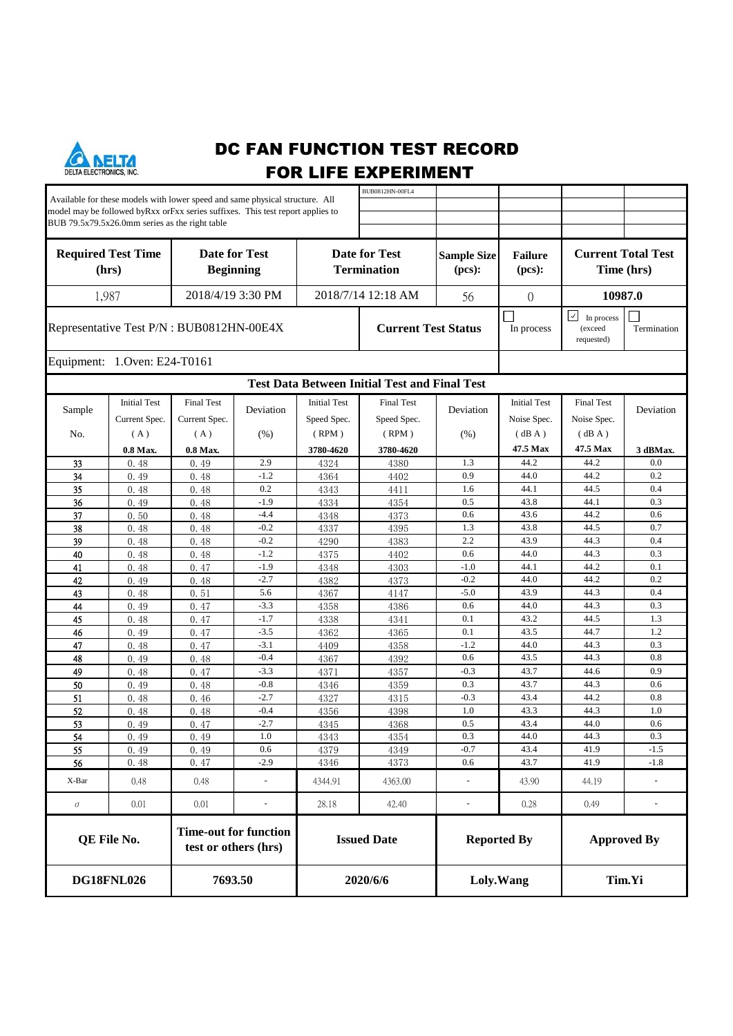# DC FAN FUNCTION TEST RECORD
# FOR LIFE EXPERIMENT

DELTA ELECTRONICS, INC.

Available for these models with lower speed and same physical structure. All model may be followed byRxx orFxx series suffixes. This test report applies to BUB 79.5x79.5x26.0mm series as the right table

BUB0812HN-00FL4

| Required Test Time (hrs) | Date for Test Beginning | Date for Test Termination | Sample Size (pcs): | Failure (pcs): | Current Total Test Time (hrs) |
|---|---|---|---|---|---|
| 1,987 | 2018/4/19 3:30 PM | 2018/7/14 12:18 AM | 56 | 0 | 10987.0 |

Representative Test P/N : BUB0812HN-00E4X

**Current Test Status**: ☐ In process ☑ In process (exceed requested) ☐ Termination

Equipment: 1.Oven: E24-T0161

**Test Data Between Initial Test and Final Test**

| Sample No. | Initial Test Current Spec. (A) | Final Test Current Spec. (A) | Deviation (%) | Initial Test Speed Spec. (RPM) | Final Test Speed Spec. (RPM) | Deviation (%) | Initial Test Noise Spec. (dB A) | Final Test Noise Spec. (dB A) | Deviation |
|---|---|---|---|---|---|---|---|---|---|
| | 0.8 Max. | 0.8 Max. | | 3780-4620 | 3780-4620 | | 47.5 Max | 47.5 Max | 3 dBMax. |
| 33 | 0.48 | 0.49 | 2.9 | 4324 | 4380 | 1.3 | 44.2 | 44.2 | 0.0 |
| 34 | 0.49 | 0.48 | -1.2 | 4364 | 4402 | 0.9 | 44.0 | 44.2 | 0.2 |
| 35 | 0.48 | 0.48 | 0.2 | 4343 | 4411 | 1.6 | 44.1 | 44.5 | 0.4 |
| 36 | 0.49 | 0.48 | -1.9 | 4334 | 4354 | 0.5 | 43.8 | 44.1 | 0.3 |
| 37 | 0.50 | 0.48 | -4.4 | 4348 | 4373 | 0.6 | 43.6 | 44.2 | 0.6 |
| 38 | 0.48 | 0.48 | -0.2 | 4337 | 4395 | 1.3 | 43.8 | 44.5 | 0.7 |
| 39 | 0.48 | 0.48 | -0.2 | 4290 | 4383 | 2.2 | 43.9 | 44.3 | 0.4 |
| 40 | 0.48 | 0.48 | -1.2 | 4375 | 4402 | 0.6 | 44.0 | 44.3 | 0.3 |
| 41 | 0.48 | 0.47 | -1.9 | 4348 | 4303 | -1.0 | 44.1 | 44.2 | 0.1 |
| 42 | 0.49 | 0.48 | -2.7 | 4382 | 4373 | -0.2 | 44.0 | 44.2 | 0.2 |
| 43 | 0.48 | 0.51 | 5.6 | 4367 | 4147 | -5.0 | 43.9 | 44.3 | 0.4 |
| 44 | 0.49 | 0.47 | -3.3 | 4358 | 4386 | 0.6 | 44.0 | 44.3 | 0.3 |
| 45 | 0.48 | 0.47 | -1.7 | 4338 | 4341 | 0.1 | 43.2 | 44.5 | 1.3 |
| 46 | 0.49 | 0.47 | -3.5 | 4362 | 4365 | 0.1 | 43.5 | 44.7 | 1.2 |
| 47 | 0.48 | 0.47 | -3.1 | 4409 | 4358 | -1.2 | 44.0 | 44.3 | 0.3 |
| 48 | 0.49 | 0.48 | -0.4 | 4367 | 4392 | 0.6 | 43.5 | 44.3 | 0.8 |
| 49 | 0.48 | 0.47 | -3.3 | 4371 | 4357 | -0.3 | 43.7 | 44.6 | 0.9 |
| 50 | 0.49 | 0.48 | -0.8 | 4346 | 4359 | 0.3 | 43.7 | 44.3 | 0.6 |
| 51 | 0.48 | 0.46 | -2.7 | 4327 | 4315 | -0.3 | 43.4 | 44.2 | 0.8 |
| 52 | 0.48 | 0.48 | -0.4 | 4356 | 4398 | 1.0 | 43.3 | 44.3 | 1.0 |
| 53 | 0.49 | 0.47 | -2.7 | 4345 | 4368 | 0.5 | 43.4 | 44.0 | 0.6 |
| 54 | 0.49 | 0.49 | 1.0 | 4343 | 4354 | 0.3 | 44.0 | 44.3 | 0.3 |
| 55 | 0.49 | 0.49 | 0.6 | 4379 | 4349 | -0.7 | 43.4 | 41.9 | -1.5 |
| 56 | 0.48 | 0.47 | -2.9 | 4346 | 4373 | 0.6 | 43.7 | 41.9 | -1.8 |
| X-Bar | 0.48 | 0.48 | - | 4344.91 | 4363.00 | - | 43.90 | 44.19 | - |
| σ | 0.01 | 0.01 | - | 28.18 | 42.40 | - | 0.28 | 0.49 | - |

| QE File No. | Time-out for function test or others (hrs) | Issued Date | Reported By | Approved By |
|---|---|---|---|---|
| DG18FNL026 | 7693.50 | 2020/6/6 | Loly.Wang | Tim.Yi |